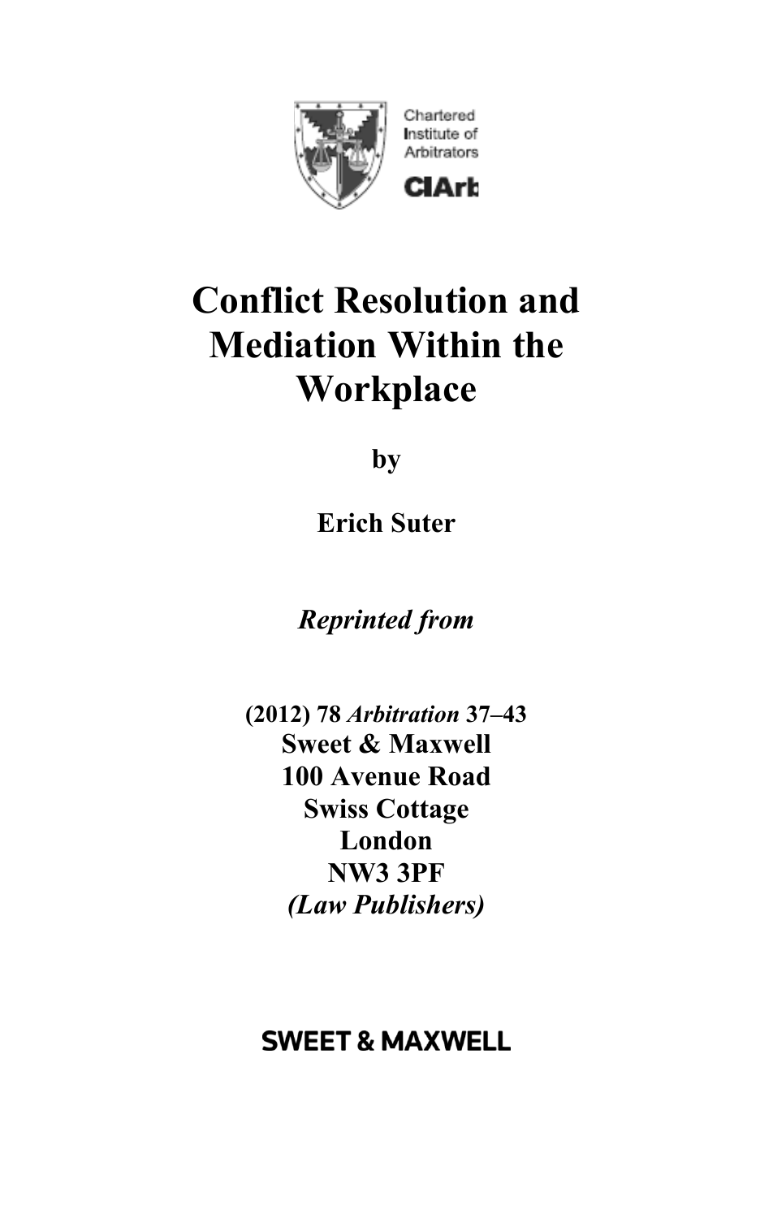Chartered Institute of Arbitrators

CIArb

# Conflict Resolution and Mediation Within the Workplace

**by**

**Erich Suter**

***Reprinted from***

**(2012) 78 *Arbitration* 37–43**
**Sweet & Maxwell**
**100 Avenue Road**
**Swiss Cottage**
**London**
**NW3 3PF**
***(Law Publishers)***

**SWEET & MAXWELL**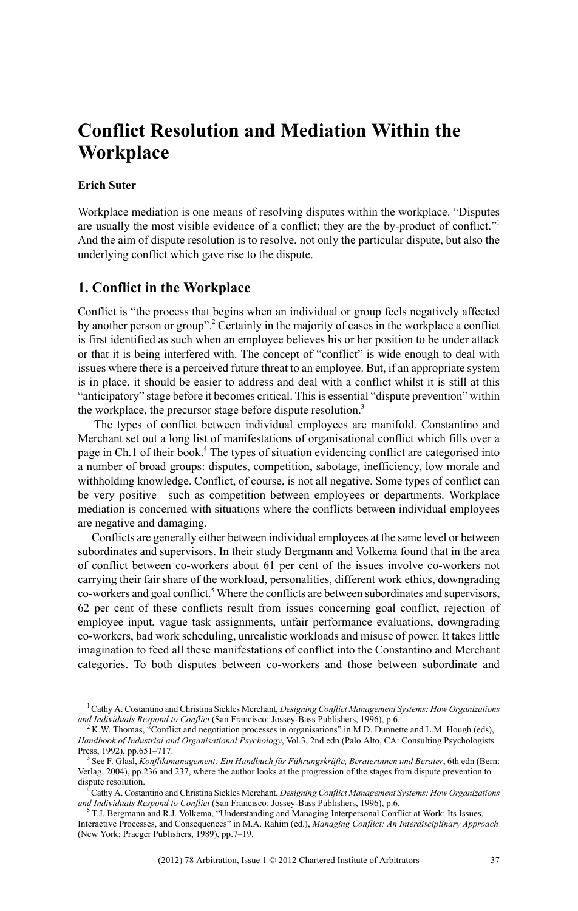# Conflict Resolution and Mediation Within the Workplace

**Erich Suter**

Workplace mediation is one means of resolving disputes within the workplace. "Disputes are usually the most visible evidence of a conflict; they are the by-product of conflict."[1] And the aim of dispute resolution is to resolve, not only the particular dispute, but also the underlying conflict which gave rise to the dispute.

## 1. Conflict in the Workplace

Conflict is "the process that begins when an individual or group feels negatively affected by another person or group".[2] Certainly in the majority of cases in the workplace a conflict is first identified as such when an employee believes his or her position to be under attack or that it is being interfered with. The concept of "conflict" is wide enough to deal with issues where there is a perceived future threat to an employee. But, if an appropriate system is in place, it should be easier to address and deal with a conflict whilst it is still at this "anticipatory" stage before it becomes critical. This is essential "dispute prevention" within the workplace, the precursor stage before dispute resolution.[3]

The types of conflict between individual employees are manifold. Constantino and Merchant set out a long list of manifestations of organisational conflict which fills over a page in Ch.1 of their book.[4] The types of situation evidencing conflict are categorised into a number of broad groups: disputes, competition, sabotage, inefficiency, low morale and withholding knowledge. Conflict, of course, is not all negative. Some types of conflict can be very positive—such as competition between employees or departments. Workplace mediation is concerned with situations where the conflicts between individual employees are negative and damaging.

Conflicts are generally either between individual employees at the same level or between subordinates and supervisors. In their study Bergmann and Volkema found that in the area of conflict between co-workers about 61 per cent of the issues involve co-workers not carrying their fair share of the workload, personalities, different work ethics, downgrading co-workers and goal conflict.[5] Where the conflicts are between subordinates and supervisors, 62 per cent of these conflicts result from issues concerning goal conflict, rejection of employee input, vague task assignments, unfair performance evaluations, downgrading co-workers, bad work scheduling, unrealistic workloads and misuse of power. It takes little imagination to feed all these manifestations of conflict into the Constantino and Merchant categories. To both disputes between co-workers and those between subordinate and

---

[1] Cathy A. Costantino and Christina Sickles Merchant, *Designing Conflict Management Systems: How Organizations and Individuals Respond to Conflict* (San Francisco: Jossey-Bass Publishers, 1996), p.6.

[2] K.W. Thomas, "Conflict and negotiation processes in organisations" in M.D. Dunnette and L.M. Hough (eds), *Handbook of Industrial and Organisational Psychology*, Vol.3, 2nd edn (Palo Alto, CA: Consulting Psychologists Press, 1992), pp.651–717.

[3] See F. Glasl, *Konfliktmanagement: Ein Handbuch für Führungskräfte, Beraterinnen und Berater*, 6th edn (Bern: Verlag, 2004), pp.236 and 237, where the author looks at the progression of the stages from dispute prevention to dispute resolution.

[4] Cathy A. Costantino and Christina Sickles Merchant, *Designing Conflict Management Systems: How Organizations and Individuals Respond to Conflict* (San Francisco: Jossey-Bass Publishers, 1996), p.6.

[5] T.J. Bergmann and R.J. Volkema, "Understanding and Managing Interpersonal Conflict at Work: Its Issues, Interactive Processes, and Consequences" in M.A. Rahim (ed.), *Managing Conflict: An Interdisciplinary Approach* (New York: Praeger Publishers, 1989), pp.7–19.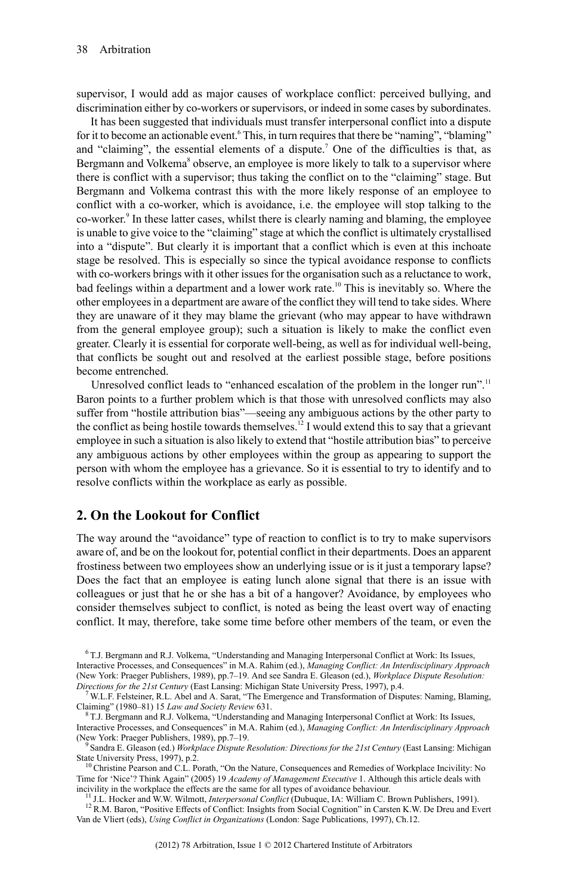supervisor, I would add as major causes of workplace conflict: perceived bullying, and discrimination either by co-workers or supervisors, or indeed in some cases by subordinates.

It has been suggested that individuals must transfer interpersonal conflict into a dispute for it to become an actionable event.[6] This, in turn requires that there be "naming", "blaming" and "claiming", the essential elements of a dispute.[7] One of the difficulties is that, as Bergmann and Volkema[8] observe, an employee is more likely to talk to a supervisor where there is conflict with a supervisor; thus taking the conflict on to the "claiming" stage. But Bergmann and Volkema contrast this with the more likely response of an employee to conflict with a co-worker, which is avoidance, i.e. the employee will stop talking to the co-worker.[9] In these latter cases, whilst there is clearly naming and blaming, the employee is unable to give voice to the "claiming" stage at which the conflict is ultimately crystallised into a "dispute". But clearly it is important that a conflict which is even at this inchoate stage be resolved. This is especially so since the typical avoidance response to conflicts with co-workers brings with it other issues for the organisation such as a reluctance to work, bad feelings within a department and a lower work rate.[10] This is inevitably so. Where the other employees in a department are aware of the conflict they will tend to take sides. Where they are unaware of it they may blame the grievant (who may appear to have withdrawn from the general employee group); such a situation is likely to make the conflict even greater. Clearly it is essential for corporate well-being, as well as for individual well-being, that conflicts be sought out and resolved at the earliest possible stage, before positions become entrenched.

Unresolved conflict leads to "enhanced escalation of the problem in the longer run".[11] Baron points to a further problem which is that those with unresolved conflicts may also suffer from "hostile attribution bias"—seeing any ambiguous actions by the other party to the conflict as being hostile towards themselves.[12] I would extend this to say that a grievant employee in such a situation is also likely to extend that "hostile attribution bias" to perceive any ambiguous actions by other employees within the group as appearing to support the person with whom the employee has a grievance. So it is essential to try to identify and to resolve conflicts within the workplace as early as possible.

## 2. On the Lookout for Conflict

The way around the "avoidance" type of reaction to conflict is to try to make supervisors aware of, and be on the lookout for, potential conflict in their departments. Does an apparent frostiness between two employees show an underlying issue or is it just a temporary lapse? Does the fact that an employee is eating lunch alone signal that there is an issue with colleagues or just that he or she has a bit of a hangover? Avoidance, by employees who consider themselves subject to conflict, is noted as being the least overt way of enacting conflict. It may, therefore, take some time before other members of the team, or even the

---

[6] T.J. Bergmann and R.J. Volkema, "Understanding and Managing Interpersonal Conflict at Work: Its Issues, Interactive Processes, and Consequences" in M.A. Rahim (ed.), *Managing Conflict: An Interdisciplinary Approach* (New York: Praeger Publishers, 1989), pp.7–19. And see Sandra E. Gleason (ed.), *Workplace Dispute Resolution: Directions for the 21st Century* (East Lansing: Michigan State University Press, 1997), p.4.

[7] W.L.F. Felsteiner, R.L. Abel and A. Sarat, "The Emergence and Transformation of Disputes: Naming, Blaming, Claiming" (1980–81) 15 *Law and Society Review* 631.

[8] T.J. Bergmann and R.J. Volkema, "Understanding and Managing Interpersonal Conflict at Work: Its Issues, Interactive Processes, and Consequences" in M.A. Rahim (ed.), *Managing Conflict: An Interdisciplinary Approach* (New York: Praeger Publishers, 1989), pp.7–19.

[9] Sandra E. Gleason (ed.) *Workplace Dispute Resolution: Directions for the 21st Century* (East Lansing: Michigan State University Press, 1997), p.2.

[10] Christine Pearson and C.L. Porath, "On the Nature, Consequences and Remedies of Workplace Incivility: No Time for 'Nice'? Think Again" (2005) 19 *Academy of Management Executive* 1. Although this article deals with incivility in the workplace the effects are the same for all types of avoidance behaviour.

[11] J.L. Hocker and W.W. Wilmott, *Interpersonal Conflict* (Dubuque, IA: William C. Brown Publishers, 1991).

[12] R.M. Baron, "Positive Effects of Conflict: Insights from Social Cognition" in Carsten K.W. De Dreu and Evert Van de Vliert (eds), *Using Conflict in Organizations* (London: Sage Publications, 1997), Ch.12.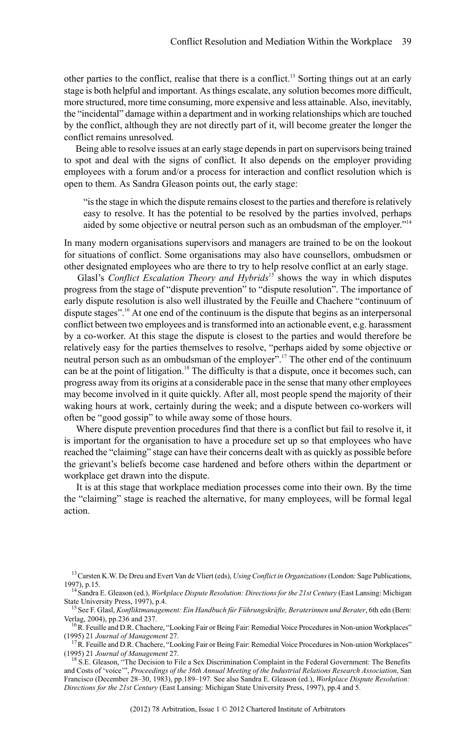other parties to the conflict, realise that there is a conflict.[13] Sorting things out at an early stage is both helpful and important. As things escalate, any solution becomes more difficult, more structured, more time consuming, more expensive and less attainable. Also, inevitably, the "incidental" damage within a department and in working relationships which are touched by the conflict, although they are not directly part of it, will become greater the longer the conflict remains unresolved.

Being able to resolve issues at an early stage depends in part on supervisors being trained to spot and deal with the signs of conflict. It also depends on the employer providing employees with a forum and/or a process for interaction and conflict resolution which is open to them. As Sandra Gleason points out, the early stage:

> "is the stage in which the dispute remains closest to the parties and therefore is relatively easy to resolve. It has the potential to be resolved by the parties involved, perhaps aided by some objective or neutral person such as an ombudsman of the employer."[14]

In many modern organisations supervisors and managers are trained to be on the lookout for situations of conflict. Some organisations may also have counsellors, ombudsmen or other designated employees who are there to try to help resolve conflict at an early stage.

Glasl's *Conflict Escalation Theory and Hybrids*[15] shows the way in which disputes progress from the stage of "dispute prevention" to "dispute resolution". The importance of early dispute resolution is also well illustrated by the Feuille and Chachere "continuum of dispute stages".[16] At one end of the continuum is the dispute that begins as an interpersonal conflict between two employees and is transformed into an actionable event, e.g. harassment by a co-worker. At this stage the dispute is closest to the parties and would therefore be relatively easy for the parties themselves to resolve, "perhaps aided by some objective or neutral person such as an ombudsman of the employer".[17] The other end of the continuum can be at the point of litigation.[18] The difficulty is that a dispute, once it becomes such, can progress away from its origins at a considerable pace in the sense that many other employees may become involved in it quite quickly. After all, most people spend the majority of their waking hours at work, certainly during the week; and a dispute between co-workers will often be "good gossip" to while away some of those hours.

Where dispute prevention procedures find that there is a conflict but fail to resolve it, it is important for the organisation to have a procedure set up so that employees who have reached the "claiming" stage can have their concerns dealt with as quickly as possible before the grievant's beliefs become case hardened and before others within the department or workplace get drawn into the dispute.

It is at this stage that workplace mediation processes come into their own. By the time the "claiming" stage is reached the alternative, for many employees, will be formal legal action.

[13] Carsten K.W. De Dreu and Evert Van de Vliert (eds), *Using Conflict in Organizations* (London: Sage Publications, 1997), p.15.

[14] Sandra E. Gleason (ed.), *Workplace Dispute Resolution: Directions for the 21st Century* (East Lansing: Michigan State University Press, 1997), p.4.

[15] See F. Glasl, *Konfliktmanagement: Ein Handbuch für Führungskräfte, Beraterinnen und Berater*, 6th edn (Bern: Verlag, 2004), pp.236 and 237.

[16] R. Feuille and D.R. Chachere, "Looking Fair or Being Fair: Remedial Voice Procedures in Non-union Workplaces" (1995) 21 *Journal of Management* 27.

[17] R. Feuille and D.R. Chachere, "Looking Fair or Being Fair: Remedial Voice Procedures in Non-union Workplaces" (1995) 21 *Journal of Management* 27.

[18] S.E. Gleason, "The Decision to File a Sex Discrimination Complaint in the Federal Government: The Benefits and Costs of 'voice'", *Proceedings of the 36th Annual Meeting of the Industrial Relations Research Association*, San Francisco (December 28–30, 1983), pp.189–197. See also Sandra E. Gleason (ed.), *Workplace Dispute Resolution: Directions for the 21st Century* (East Lansing: Michigan State University Press, 1997), pp.4 and 5.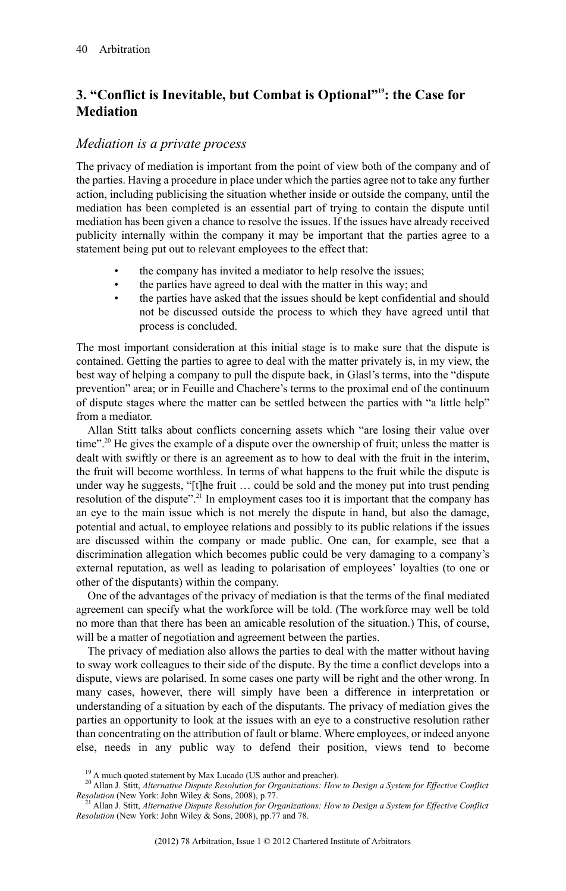## 3. "Conflict is Inevitable, but Combat is Optional"[19]: the Case for Mediation

### *Mediation is a private process*

The privacy of mediation is important from the point of view both of the company and of the parties. Having a procedure in place under which the parties agree not to take any further action, including publicising the situation whether inside or outside the company, until the mediation has been completed is an essential part of trying to contain the dispute until mediation has been given a chance to resolve the issues. If the issues have already received publicity internally within the company it may be important that the parties agree to a statement being put out to relevant employees to the effect that:

- the company has invited a mediator to help resolve the issues;
- the parties have agreed to deal with the matter in this way; and
- the parties have asked that the issues should be kept confidential and should not be discussed outside the process to which they have agreed until that process is concluded.

The most important consideration at this initial stage is to make sure that the dispute is contained. Getting the parties to agree to deal with the matter privately is, in my view, the best way of helping a company to pull the dispute back, in Glasl's terms, into the "dispute prevention" area; or in Feuille and Chachere's terms to the proximal end of the continuum of dispute stages where the matter can be settled between the parties with "a little help" from a mediator.

Allan Stitt talks about conflicts concerning assets which "are losing their value over time".[20] He gives the example of a dispute over the ownership of fruit; unless the matter is dealt with swiftly or there is an agreement as to how to deal with the fruit in the interim, the fruit will become worthless. In terms of what happens to the fruit while the dispute is under way he suggests, "[t]he fruit … could be sold and the money put into trust pending resolution of the dispute".[21] In employment cases too it is important that the company has an eye to the main issue which is not merely the dispute in hand, but also the damage, potential and actual, to employee relations and possibly to its public relations if the issues are discussed within the company or made public. One can, for example, see that a discrimination allegation which becomes public could be very damaging to a company's external reputation, as well as leading to polarisation of employees' loyalties (to one or other of the disputants) within the company.

One of the advantages of the privacy of mediation is that the terms of the final mediated agreement can specify what the workforce will be told. (The workforce may well be told no more than that there has been an amicable resolution of the situation.) This, of course, will be a matter of negotiation and agreement between the parties.

The privacy of mediation also allows the parties to deal with the matter without having to sway work colleagues to their side of the dispute. By the time a conflict develops into a dispute, views are polarised. In some cases one party will be right and the other wrong. In many cases, however, there will simply have been a difference in interpretation or understanding of a situation by each of the disputants. The privacy of mediation gives the parties an opportunity to look at the issues with an eye to a constructive resolution rather than concentrating on the attribution of fault or blame. Where employees, or indeed anyone else, needs in any public way to defend their position, views tend to become

[19] A much quoted statement by Max Lucado (US author and preacher).

[20] Allan J. Stitt, *Alternative Dispute Resolution for Organizations: How to Design a System for Effective Conflict Resolution* (New York: John Wiley & Sons, 2008), p.77.

[21] Allan J. Stitt, *Alternative Dispute Resolution for Organizations: How to Design a System for Effective Conflict Resolution* (New York: John Wiley & Sons, 2008), pp.77 and 78.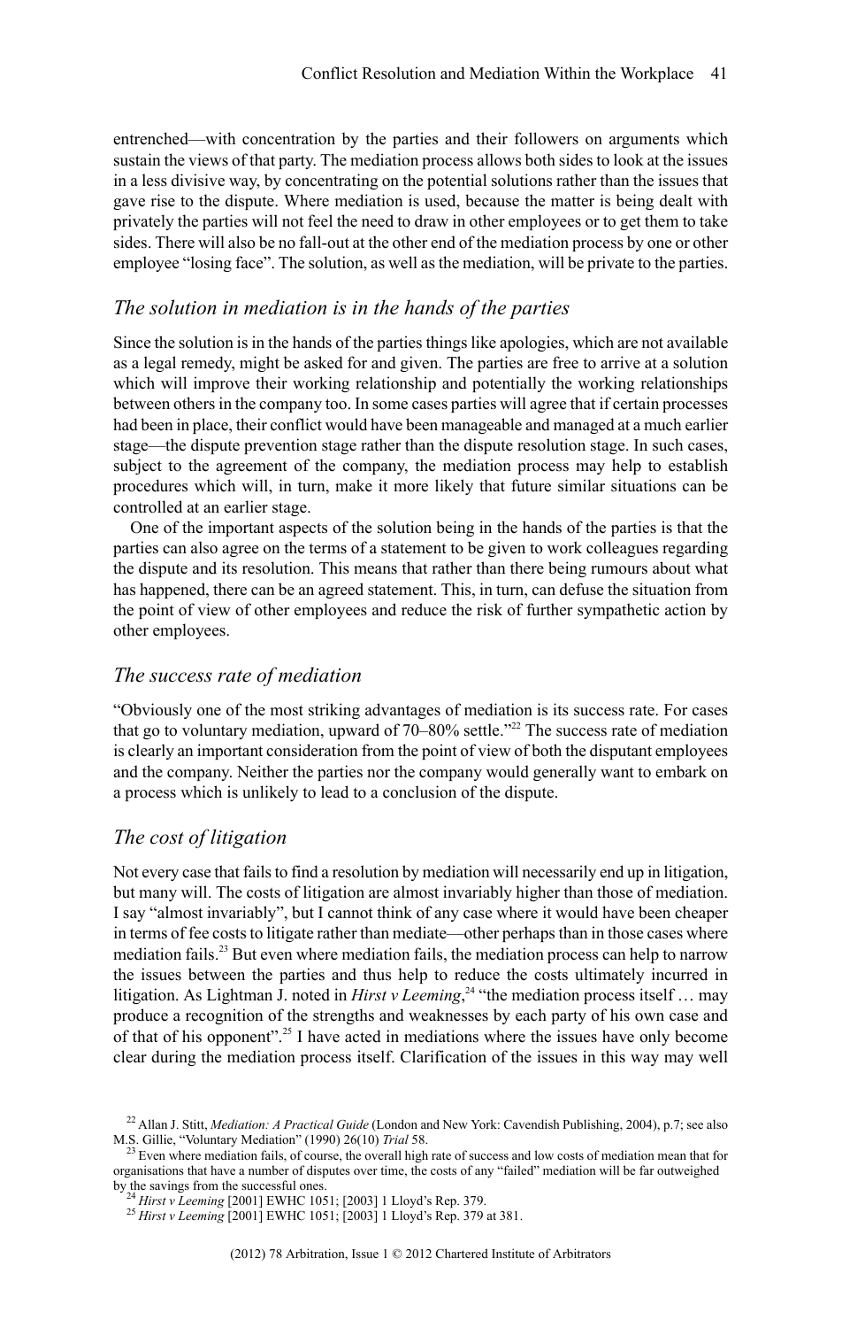entrenched—with concentration by the parties and their followers on arguments which sustain the views of that party. The mediation process allows both sides to look at the issues in a less divisive way, by concentrating on the potential solutions rather than the issues that gave rise to the dispute. Where mediation is used, because the matter is being dealt with privately the parties will not feel the need to draw in other employees or to get them to take sides. There will also be no fall-out at the other end of the mediation process by one or other employee "losing face". The solution, as well as the mediation, will be private to the parties.

## *The solution in mediation is in the hands of the parties*

Since the solution is in the hands of the parties things like apologies, which are not available as a legal remedy, might be asked for and given. The parties are free to arrive at a solution which will improve their working relationship and potentially the working relationships between others in the company too. In some cases parties will agree that if certain processes had been in place, their conflict would have been manageable and managed at a much earlier stage—the dispute prevention stage rather than the dispute resolution stage. In such cases, subject to the agreement of the company, the mediation process may help to establish procedures which will, in turn, make it more likely that future similar situations can be controlled at an earlier stage.

One of the important aspects of the solution being in the hands of the parties is that the parties can also agree on the terms of a statement to be given to work colleagues regarding the dispute and its resolution. This means that rather than there being rumours about what has happened, there can be an agreed statement. This, in turn, can defuse the situation from the point of view of other employees and reduce the risk of further sympathetic action by other employees.

## *The success rate of mediation*

"Obviously one of the most striking advantages of mediation is its success rate. For cases that go to voluntary mediation, upward of 70–80% settle."[22] The success rate of mediation is clearly an important consideration from the point of view of both the disputant employees and the company. Neither the parties nor the company would generally want to embark on a process which is unlikely to lead to a conclusion of the dispute.

## *The cost of litigation*

Not every case that fails to find a resolution by mediation will necessarily end up in litigation, but many will. The costs of litigation are almost invariably higher than those of mediation. I say "almost invariably", but I cannot think of any case where it would have been cheaper in terms of fee costs to litigate rather than mediate—other perhaps than in those cases where mediation fails.[23] But even where mediation fails, the mediation process can help to narrow the issues between the parties and thus help to reduce the costs ultimately incurred in litigation. As Lightman J. noted in *Hirst v Leeming*,[24] "the mediation process itself … may produce a recognition of the strengths and weaknesses by each party of his own case and of that of his opponent".[25] I have acted in mediations where the issues have only become clear during the mediation process itself. Clarification of the issues in this way may well

---

[22] Allan J. Stitt, *Mediation: A Practical Guide* (London and New York: Cavendish Publishing, 2004), p.7; see also M.S. Gillie, "Voluntary Mediation" (1990) 26(10) *Trial* 58.

[23] Even where mediation fails, of course, the overall high rate of success and low costs of mediation mean that for organisations that have a number of disputes over time, the costs of any "failed" mediation will be far outweighed by the savings from the successful ones.

[24] *Hirst v Leeming* [2001] EWHC 1051; [2003] 1 Lloyd's Rep. 379.

[25] *Hirst v Leeming* [2001] EWHC 1051; [2003] 1 Lloyd's Rep. 379 at 381.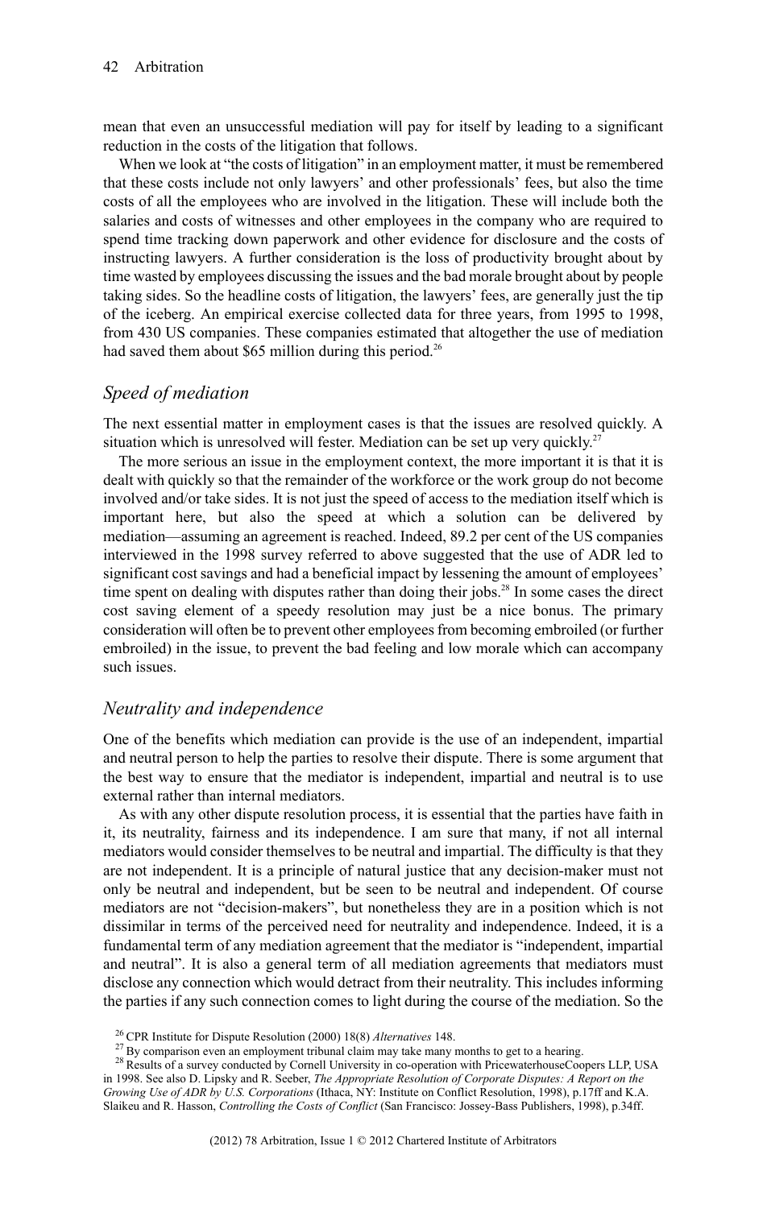mean that even an unsuccessful mediation will pay for itself by leading to a significant reduction in the costs of the litigation that follows.

When we look at "the costs of litigation" in an employment matter, it must be remembered that these costs include not only lawyers' and other professionals' fees, but also the time costs of all the employees who are involved in the litigation. These will include both the salaries and costs of witnesses and other employees in the company who are required to spend time tracking down paperwork and other evidence for disclosure and the costs of instructing lawyers. A further consideration is the loss of productivity brought about by time wasted by employees discussing the issues and the bad morale brought about by people taking sides. So the headline costs of litigation, the lawyers' fees, are generally just the tip of the iceberg. An empirical exercise collected data for three years, from 1995 to 1998, from 430 US companies. These companies estimated that altogether the use of mediation had saved them about $65 million during this period.[26]

## *Speed of mediation*

The next essential matter in employment cases is that the issues are resolved quickly. A situation which is unresolved will fester. Mediation can be set up very quickly.[27]

The more serious an issue in the employment context, the more important it is that it is dealt with quickly so that the remainder of the workforce or the work group do not become involved and/or take sides. It is not just the speed of access to the mediation itself which is important here, but also the speed at which a solution can be delivered by mediation—assuming an agreement is reached. Indeed, 89.2 per cent of the US companies interviewed in the 1998 survey referred to above suggested that the use of ADR led to significant cost savings and had a beneficial impact by lessening the amount of employees' time spent on dealing with disputes rather than doing their jobs.[28] In some cases the direct cost saving element of a speedy resolution may just be a nice bonus. The primary consideration will often be to prevent other employees from becoming embroiled (or further embroiled) in the issue, to prevent the bad feeling and low morale which can accompany such issues.

## *Neutrality and independence*

One of the benefits which mediation can provide is the use of an independent, impartial and neutral person to help the parties to resolve their dispute. There is some argument that the best way to ensure that the mediator is independent, impartial and neutral is to use external rather than internal mediators.

As with any other dispute resolution process, it is essential that the parties have faith in it, its neutrality, fairness and its independence. I am sure that many, if not all internal mediators would consider themselves to be neutral and impartial. The difficulty is that they are not independent. It is a principle of natural justice that any decision-maker must not only be neutral and independent, but be seen to be neutral and independent. Of course mediators are not "decision-makers", but nonetheless they are in a position which is not dissimilar in terms of the perceived need for neutrality and independence. Indeed, it is a fundamental term of any mediation agreement that the mediator is "independent, impartial and neutral". It is also a general term of all mediation agreements that mediators must disclose any connection which would detract from their neutrality. This includes informing the parties if any such connection comes to light during the course of the mediation. So the

---

[26] CPR Institute for Dispute Resolution (2000) 18(8) *Alternatives* 148.

[27] By comparison even an employment tribunal claim may take many months to get to a hearing.

[28] Results of a survey conducted by Cornell University in co-operation with PricewaterhouseCoopers LLP, USA in 1998. See also D. Lipsky and R. Seeber, *The Appropriate Resolution of Corporate Disputes: A Report on the Growing Use of ADR by U.S. Corporations* (Ithaca, NY: Institute on Conflict Resolution, 1998), p.17ff and K.A. Slaikeu and R. Hasson, *Controlling the Costs of Conflict* (San Francisco: Jossey-Bass Publishers, 1998), p.34ff.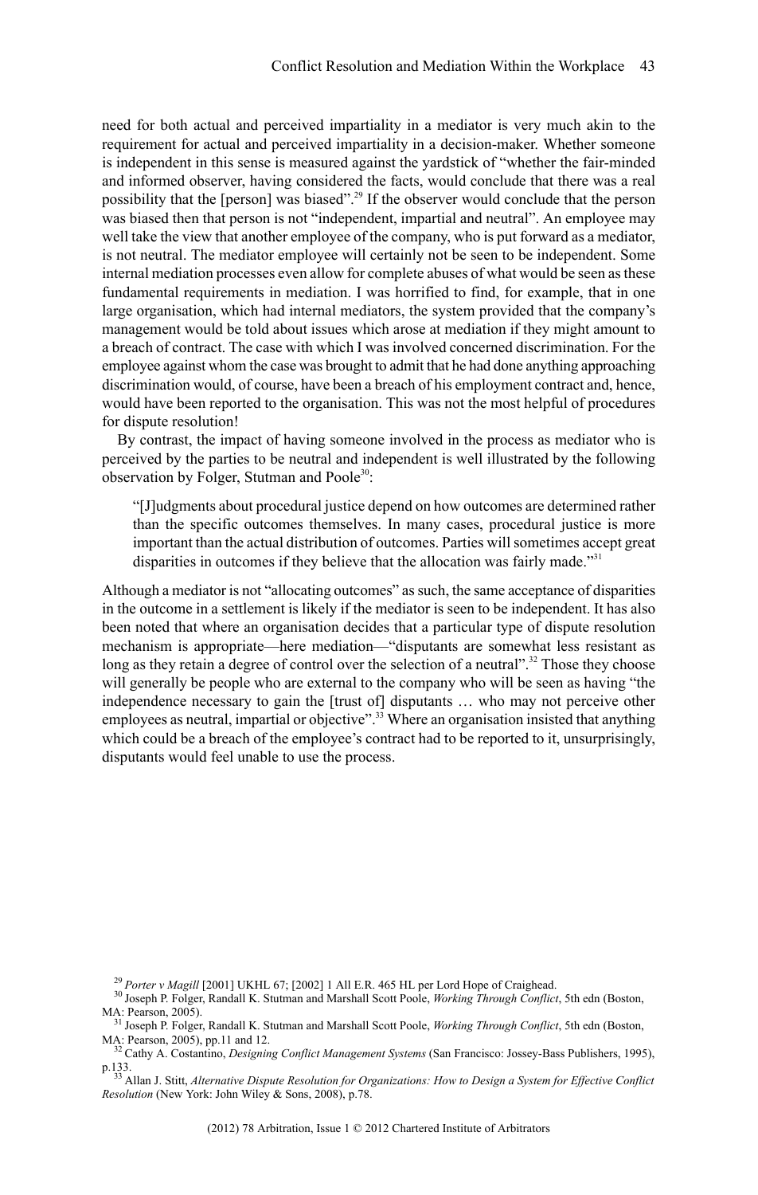need for both actual and perceived impartiality in a mediator is very much akin to the requirement for actual and perceived impartiality in a decision-maker. Whether someone is independent in this sense is measured against the yardstick of "whether the fair-minded and informed observer, having considered the facts, would conclude that there was a real possibility that the [person] was biased".[29] If the observer would conclude that the person was biased then that person is not "independent, impartial and neutral". An employee may well take the view that another employee of the company, who is put forward as a mediator, is not neutral. The mediator employee will certainly not be seen to be independent. Some internal mediation processes even allow for complete abuses of what would be seen as these fundamental requirements in mediation. I was horrified to find, for example, that in one large organisation, which had internal mediators, the system provided that the company's management would be told about issues which arose at mediation if they might amount to a breach of contract. The case with which I was involved concerned discrimination. For the employee against whom the case was brought to admit that he had done anything approaching discrimination would, of course, have been a breach of his employment contract and, hence, would have been reported to the organisation. This was not the most helpful of procedures for dispute resolution!

By contrast, the impact of having someone involved in the process as mediator who is perceived by the parties to be neutral and independent is well illustrated by the following observation by Folger, Stutman and Poole[30]:

> "[J]udgments about procedural justice depend on how outcomes are determined rather than the specific outcomes themselves. In many cases, procedural justice is more important than the actual distribution of outcomes. Parties will sometimes accept great disparities in outcomes if they believe that the allocation was fairly made."[31]

Although a mediator is not "allocating outcomes" as such, the same acceptance of disparities in the outcome in a settlement is likely if the mediator is seen to be independent. It has also been noted that where an organisation decides that a particular type of dispute resolution mechanism is appropriate—here mediation—"disputants are somewhat less resistant as long as they retain a degree of control over the selection of a neutral".[32] Those they choose will generally be people who are external to the company who will be seen as having "the independence necessary to gain the [trust of] disputants … who may not perceive other employees as neutral, impartial or objective".[33] Where an organisation insisted that anything which could be a breach of the employee's contract had to be reported to it, unsurprisingly, disputants would feel unable to use the process.

---

[29] *Porter v Magill* [2001] UKHL 67; [2002] 1 All E.R. 465 HL per Lord Hope of Craighead.

[30] Joseph P. Folger, Randall K. Stutman and Marshall Scott Poole, *Working Through Conflict*, 5th edn (Boston, MA: Pearson, 2005).

[31] Joseph P. Folger, Randall K. Stutman and Marshall Scott Poole, *Working Through Conflict*, 5th edn (Boston, MA: Pearson, 2005), pp.11 and 12.

[32] Cathy A. Costantino, *Designing Conflict Management Systems* (San Francisco: Jossey-Bass Publishers, 1995), p.133.

[33] Allan J. Stitt, *Alternative Dispute Resolution for Organizations: How to Design a System for Effective Conflict Resolution* (New York: John Wiley & Sons, 2008), p.78.